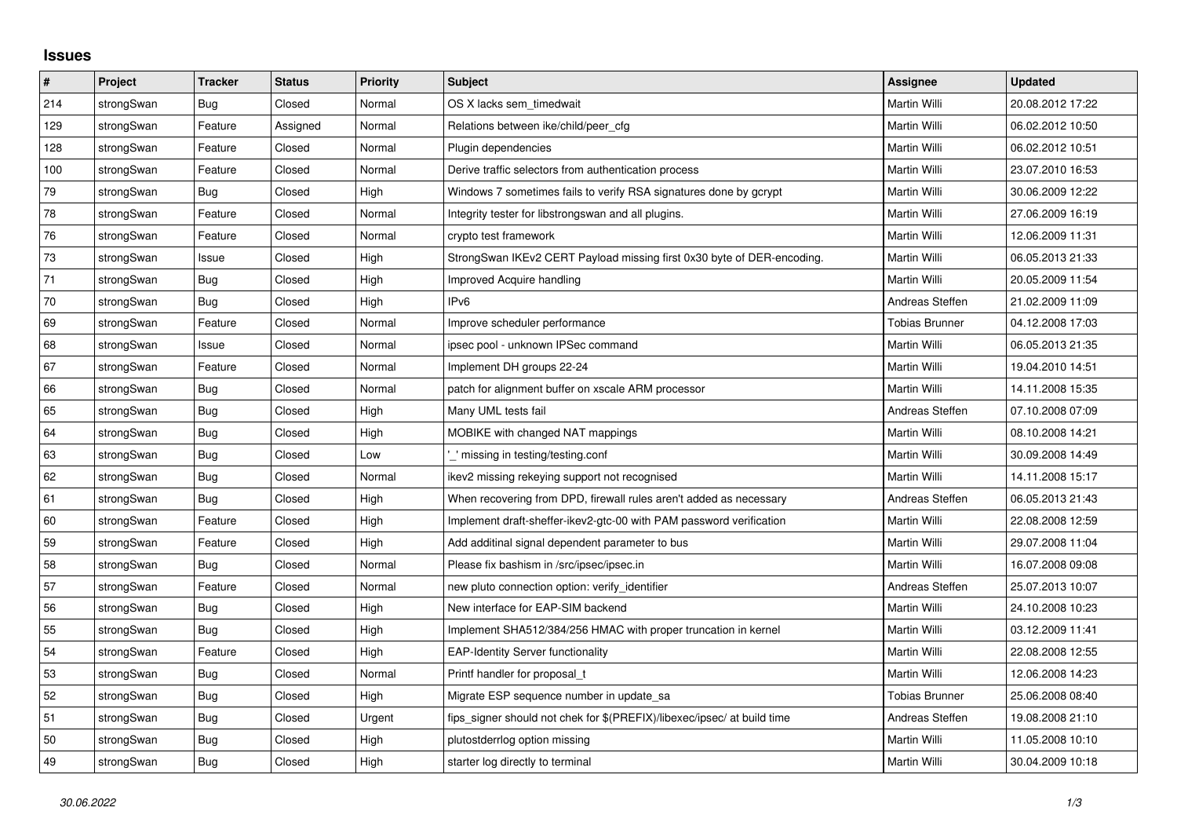# Issues

| # | Project | Tracker | Status | Priority | Subject | Assignee | Updated |
|---|---|---|---|---|---|---|---|
| 214 | strongSwan | Bug | Closed | Normal | OS X lacks sem_timedwait | Martin Willi | 20.08.2012 17:22 |
| 129 | strongSwan | Feature | Assigned | Normal | Relations between ike/child/peer_cfg | Martin Willi | 06.02.2012 10:50 |
| 128 | strongSwan | Feature | Closed | Normal | Plugin dependencies | Martin Willi | 06.02.2012 10:51 |
| 100 | strongSwan | Feature | Closed | Normal | Derive traffic selectors from authentication process | Martin Willi | 23.07.2010 16:53 |
| 79 | strongSwan | Bug | Closed | High | Windows 7 sometimes fails to verify RSA signatures done by gcrypt | Martin Willi | 30.06.2009 12:22 |
| 78 | strongSwan | Feature | Closed | Normal | Integrity tester for libstrongswan and all plugins. | Martin Willi | 27.06.2009 16:19 |
| 76 | strongSwan | Feature | Closed | Normal | crypto test framework | Martin Willi | 12.06.2009 11:31 |
| 73 | strongSwan | Issue | Closed | High | StrongSwan IKEv2 CERT Payload missing first 0x30 byte of DER-encoding. | Martin Willi | 06.05.2013 21:33 |
| 71 | strongSwan | Bug | Closed | High | Improved Acquire handling | Martin Willi | 20.05.2009 11:54 |
| 70 | strongSwan | Bug | Closed | High | IPv6 | Andreas Steffen | 21.02.2009 11:09 |
| 69 | strongSwan | Feature | Closed | Normal | Improve scheduler performance | Tobias Brunner | 04.12.2008 17:03 |
| 68 | strongSwan | Issue | Closed | Normal | ipsec pool - unknown IPSec command | Martin Willi | 06.05.2013 21:35 |
| 67 | strongSwan | Feature | Closed | Normal | Implement DH groups 22-24 | Martin Willi | 19.04.2010 14:51 |
| 66 | strongSwan | Bug | Closed | Normal | patch for alignment buffer on xscale ARM processor | Martin Willi | 14.11.2008 15:35 |
| 65 | strongSwan | Bug | Closed | High | Many UML tests fail | Andreas Steffen | 07.10.2008 07:09 |
| 64 | strongSwan | Bug | Closed | High | MOBIKE with changed NAT mappings | Martin Willi | 08.10.2008 14:21 |
| 63 | strongSwan | Bug | Closed | Low | '_' missing in testing/testing.conf | Martin Willi | 30.09.2008 14:49 |
| 62 | strongSwan | Bug | Closed | Normal | ikev2 missing rekeying support not recognised | Martin Willi | 14.11.2008 15:17 |
| 61 | strongSwan | Bug | Closed | High | When recovering from DPD, firewall rules aren't added as necessary | Andreas Steffen | 06.05.2013 21:43 |
| 60 | strongSwan | Feature | Closed | High | Implement draft-sheffer-ikev2-gtc-00 with PAM password verification | Martin Willi | 22.08.2008 12:59 |
| 59 | strongSwan | Feature | Closed | High | Add additinal signal dependent parameter to bus | Martin Willi | 29.07.2008 11:04 |
| 58 | strongSwan | Bug | Closed | Normal | Please fix bashism in /src/ipsec/ipsec.in | Martin Willi | 16.07.2008 09:08 |
| 57 | strongSwan | Feature | Closed | Normal | new pluto connection option: verify_identifier | Andreas Steffen | 25.07.2013 10:07 |
| 56 | strongSwan | Bug | Closed | High | New interface for EAP-SIM backend | Martin Willi | 24.10.2008 10:23 |
| 55 | strongSwan | Bug | Closed | High | Implement SHA512/384/256 HMAC with proper truncation in kernel | Martin Willi | 03.12.2009 11:41 |
| 54 | strongSwan | Feature | Closed | High | EAP-Identity Server functionality | Martin Willi | 22.08.2008 12:55 |
| 53 | strongSwan | Bug | Closed | Normal | Printf handler for proposal_t | Martin Willi | 12.06.2008 14:23 |
| 52 | strongSwan | Bug | Closed | High | Migrate ESP sequence number in update_sa | Tobias Brunner | 25.06.2008 08:40 |
| 51 | strongSwan | Bug | Closed | Urgent | fips_signer should not chek for $(PREFIX)/libexec/ipsec/ at build time | Andreas Steffen | 19.08.2008 21:10 |
| 50 | strongSwan | Bug | Closed | High | plutostderrlog option missing | Martin Willi | 11.05.2008 10:10 |
| 49 | strongSwan | Bug | Closed | High | starter log directly to terminal | Martin Willi | 30.04.2009 10:18 |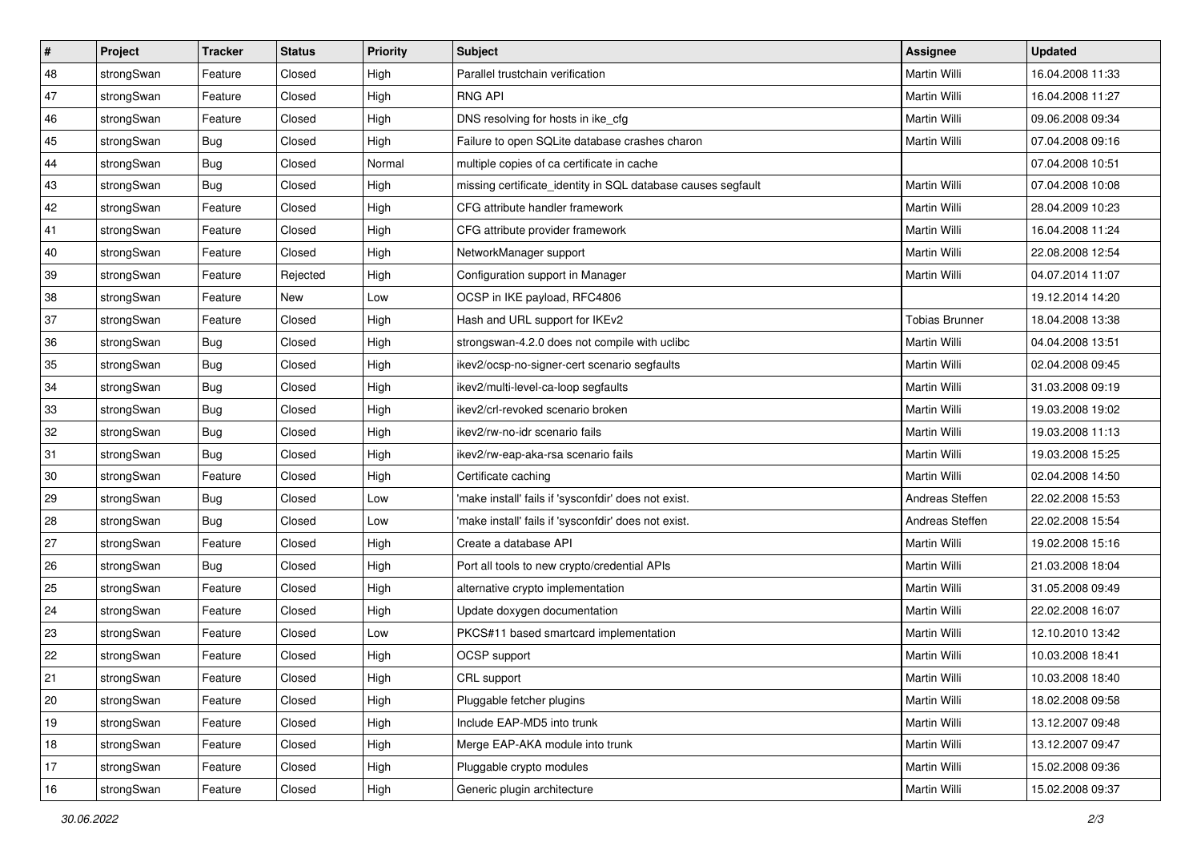| # | Project | Tracker | Status | Priority | Subject | Assignee | Updated |
|---|---|---|---|---|---|---|---|
| 48 | strongSwan | Feature | Closed | High | Parallel trustchain verification | Martin Willi | 16.04.2008 11:33 |
| 47 | strongSwan | Feature | Closed | High | RNG API | Martin Willi | 16.04.2008 11:27 |
| 46 | strongSwan | Feature | Closed | High | DNS resolving for hosts in ike_cfg | Martin Willi | 09.06.2008 09:34 |
| 45 | strongSwan | Bug | Closed | High | Failure to open SQLite database crashes charon | Martin Willi | 07.04.2008 09:16 |
| 44 | strongSwan | Bug | Closed | Normal | multiple copies of ca certificate in cache | | 07.04.2008 10:51 |
| 43 | strongSwan | Bug | Closed | High | missing certificate_identity in SQL database causes segfault | Martin Willi | 07.04.2008 10:08 |
| 42 | strongSwan | Feature | Closed | High | CFG attribute handler framework | Martin Willi | 28.04.2009 10:23 |
| 41 | strongSwan | Feature | Closed | High | CFG attribute provider framework | Martin Willi | 16.04.2008 11:24 |
| 40 | strongSwan | Feature | Closed | High | NetworkManager support | Martin Willi | 22.08.2008 12:54 |
| 39 | strongSwan | Feature | Rejected | High | Configuration support in Manager | Martin Willi | 04.07.2014 11:07 |
| 38 | strongSwan | Feature | New | Low | OCSP in IKE payload, RFC4806 | | 19.12.2014 14:20 |
| 37 | strongSwan | Feature | Closed | High | Hash and URL support for IKEv2 | Tobias Brunner | 18.04.2008 13:38 |
| 36 | strongSwan | Bug | Closed | High | strongswan-4.2.0 does not compile with uclibc | Martin Willi | 04.04.2008 13:51 |
| 35 | strongSwan | Bug | Closed | High | ikev2/ocsp-no-signer-cert scenario segfaults | Martin Willi | 02.04.2008 09:45 |
| 34 | strongSwan | Bug | Closed | High | ikev2/multi-level-ca-loop segfaults | Martin Willi | 31.03.2008 09:19 |
| 33 | strongSwan | Bug | Closed | High | ikev2/crl-revoked scenario broken | Martin Willi | 19.03.2008 19:02 |
| 32 | strongSwan | Bug | Closed | High | ikev2/rw-no-idr scenario fails | Martin Willi | 19.03.2008 11:13 |
| 31 | strongSwan | Bug | Closed | High | ikev2/rw-eap-aka-rsa scenario fails | Martin Willi | 19.03.2008 15:25 |
| 30 | strongSwan | Feature | Closed | High | Certificate caching | Martin Willi | 02.04.2008 14:50 |
| 29 | strongSwan | Bug | Closed | Low | 'make install' fails if 'sysconfdir' does not exist. | Andreas Steffen | 22.02.2008 15:53 |
| 28 | strongSwan | Bug | Closed | Low | 'make install' fails if 'sysconfdir' does not exist. | Andreas Steffen | 22.02.2008 15:54 |
| 27 | strongSwan | Feature | Closed | High | Create a database API | Martin Willi | 19.02.2008 15:16 |
| 26 | strongSwan | Bug | Closed | High | Port all tools to new crypto/credential APIs | Martin Willi | 21.03.2008 18:04 |
| 25 | strongSwan | Feature | Closed | High | alternative crypto implementation | Martin Willi | 31.05.2008 09:49 |
| 24 | strongSwan | Feature | Closed | High | Update doxygen documentation | Martin Willi | 22.02.2008 16:07 |
| 23 | strongSwan | Feature | Closed | Low | PKCS#11 based smartcard implementation | Martin Willi | 12.10.2010 13:42 |
| 22 | strongSwan | Feature | Closed | High | OCSP support | Martin Willi | 10.03.2008 18:41 |
| 21 | strongSwan | Feature | Closed | High | CRL support | Martin Willi | 10.03.2008 18:40 |
| 20 | strongSwan | Feature | Closed | High | Pluggable fetcher plugins | Martin Willi | 18.02.2008 09:58 |
| 19 | strongSwan | Feature | Closed | High | Include EAP-MD5 into trunk | Martin Willi | 13.12.2007 09:48 |
| 18 | strongSwan | Feature | Closed | High | Merge EAP-AKA module into trunk | Martin Willi | 13.12.2007 09:47 |
| 17 | strongSwan | Feature | Closed | High | Pluggable crypto modules | Martin Willi | 15.02.2008 09:36 |
| 16 | strongSwan | Feature | Closed | High | Generic plugin architecture | Martin Willi | 15.02.2008 09:37 |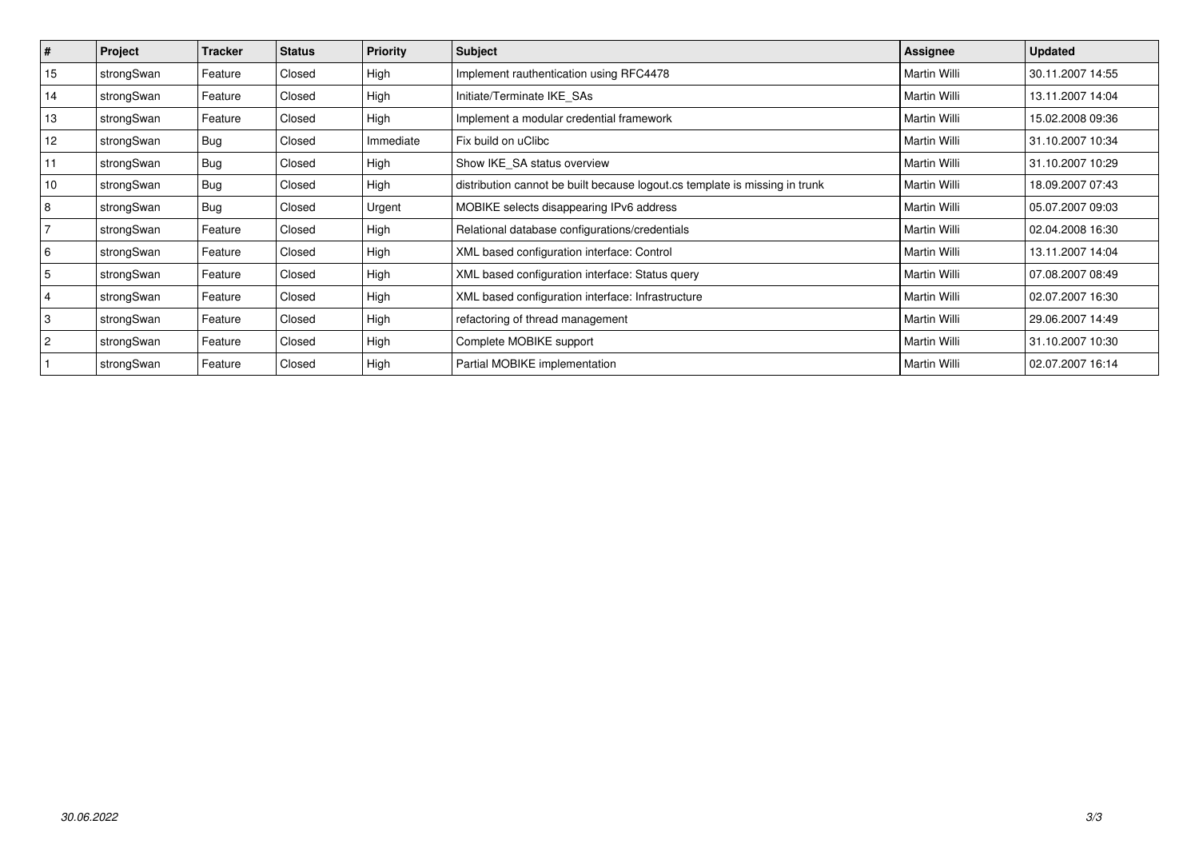| # | Project | Tracker | Status | Priority | Subject | Assignee | Updated |
|---|---|---|---|---|---|---|---|
| 15 | strongSwan | Feature | Closed | High | Implement rauthentication using RFC4478 | Martin Willi | 30.11.2007 14:55 |
| 14 | strongSwan | Feature | Closed | High | Initiate/Terminate IKE_SAs | Martin Willi | 13.11.2007 14:04 |
| 13 | strongSwan | Feature | Closed | High | Implement a modular credential framework | Martin Willi | 15.02.2008 09:36 |
| 12 | strongSwan | Bug | Closed | Immediate | Fix build on uClibc | Martin Willi | 31.10.2007 10:34 |
| 11 | strongSwan | Bug | Closed | High | Show IKE_SA status overview | Martin Willi | 31.10.2007 10:29 |
| 10 | strongSwan | Bug | Closed | High | distribution cannot be built because logout.cs template is missing in trunk | Martin Willi | 18.09.2007 07:43 |
| 8 | strongSwan | Bug | Closed | Urgent | MOBIKE selects disappearing IPv6 address | Martin Willi | 05.07.2007 09:03 |
| 7 | strongSwan | Feature | Closed | High | Relational database configurations/credentials | Martin Willi | 02.04.2008 16:30 |
| 6 | strongSwan | Feature | Closed | High | XML based configuration interface: Control | Martin Willi | 13.11.2007 14:04 |
| 5 | strongSwan | Feature | Closed | High | XML based configuration interface: Status query | Martin Willi | 07.08.2007 08:49 |
| 4 | strongSwan | Feature | Closed | High | XML based configuration interface: Infrastructure | Martin Willi | 02.07.2007 16:30 |
| 3 | strongSwan | Feature | Closed | High | refactoring of thread management | Martin Willi | 29.06.2007 14:49 |
| 2 | strongSwan | Feature | Closed | High | Complete MOBIKE support | Martin Willi | 31.10.2007 10:30 |
| 1 | strongSwan | Feature | Closed | High | Partial MOBIKE implementation | Martin Willi | 02.07.2007 16:14 |